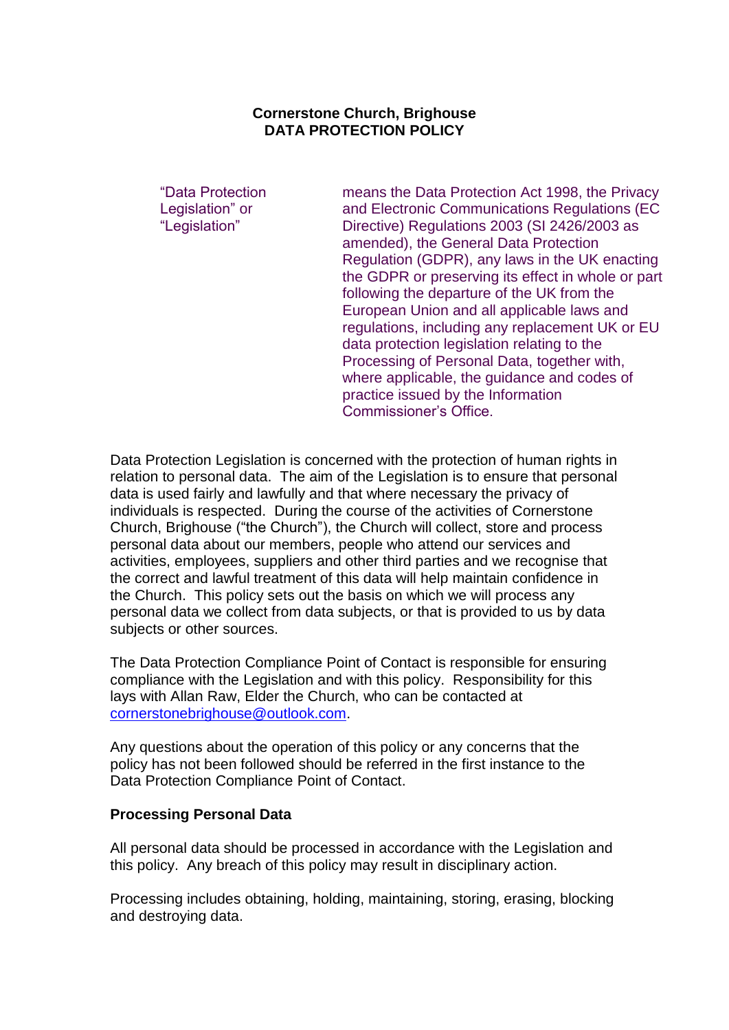# Cornerstone Church, Brighouse
## DATA PROTECTION POLICY

| | |
|---|---|
| "Data Protection Legislation" or "Legislation" | means the Data Protection Act 1998, the Privacy and Electronic Communications Regulations (EC Directive) Regulations 2003 (SI 2426/2003 as amended), the General Data Protection Regulation (GDPR), any laws in the UK enacting the GDPR or preserving its effect in whole or part following the departure of the UK from the European Union and all applicable laws and regulations, including any replacement UK or EU data protection legislation relating to the Processing of Personal Data, together with, where applicable, the guidance and codes of practice issued by the Information Commissioner's Office. |

Data Protection Legislation is concerned with the protection of human rights in relation to personal data. The aim of the Legislation is to ensure that personal data is used fairly and lawfully and that where necessary the privacy of individuals is respected. During the course of the activities of Cornerstone Church, Brighouse ("the Church"), the Church will collect, store and process personal data about our members, people who attend our services and activities, employees, suppliers and other third parties and we recognise that the correct and lawful treatment of this data will help maintain confidence in the Church. This policy sets out the basis on which we will process any personal data we collect from data subjects, or that is provided to us by data subjects or other sources.

The Data Protection Compliance Point of Contact is responsible for ensuring compliance with the Legislation and with this policy. Responsibility for this lays with Allan Raw, Elder the Church, who can be contacted at cornerstonebrighouse@outlook.com.

Any questions about the operation of this policy or any concerns that the policy has not been followed should be referred in the first instance to the Data Protection Compliance Point of Contact.

**Processing Personal Data**

All personal data should be processed in accordance with the Legislation and this policy. Any breach of this policy may result in disciplinary action.

Processing includes obtaining, holding, maintaining, storing, erasing, blocking and destroying data.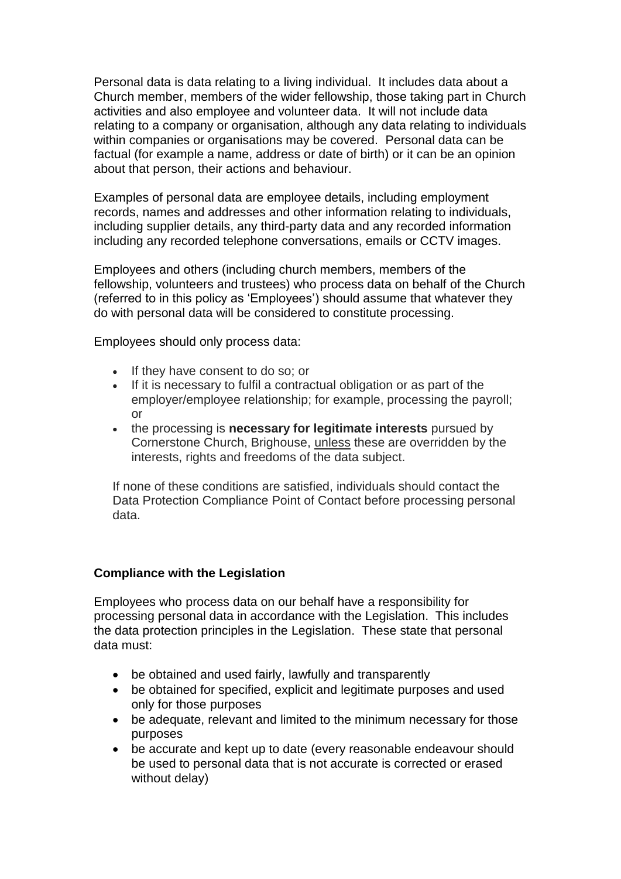Personal data is data relating to a living individual. It includes data about a Church member, members of the wider fellowship, those taking part in Church activities and also employee and volunteer data. It will not include data relating to a company or organisation, although any data relating to individuals within companies or organisations may be covered. Personal data can be factual (for example a name, address or date of birth) or it can be an opinion about that person, their actions and behaviour.

Examples of personal data are employee details, including employment records, names and addresses and other information relating to individuals, including supplier details, any third-party data and any recorded information including any recorded telephone conversations, emails or CCTV images.

Employees and others (including church members, members of the fellowship, volunteers and trustees) who process data on behalf of the Church (referred to in this policy as 'Employees') should assume that whatever they do with personal data will be considered to constitute processing.

Employees should only process data:

- If they have consent to do so; or
- If it is necessary to fulfil a contractual obligation or as part of the employer/employee relationship; for example, processing the payroll; or
- the processing is **necessary for legitimate interests** pursued by Cornerstone Church, Brighouse, unless these are overridden by the interests, rights and freedoms of the data subject.

If none of these conditions are satisfied, individuals should contact the Data Protection Compliance Point of Contact before processing personal data.

**Compliance with the Legislation**

Employees who process data on our behalf have a responsibility for processing personal data in accordance with the Legislation. This includes the data protection principles in the Legislation. These state that personal data must:

- be obtained and used fairly, lawfully and transparently
- be obtained for specified, explicit and legitimate purposes and used only for those purposes
- be adequate, relevant and limited to the minimum necessary for those purposes
- be accurate and kept up to date (every reasonable endeavour should be used to personal data that is not accurate is corrected or erased without delay)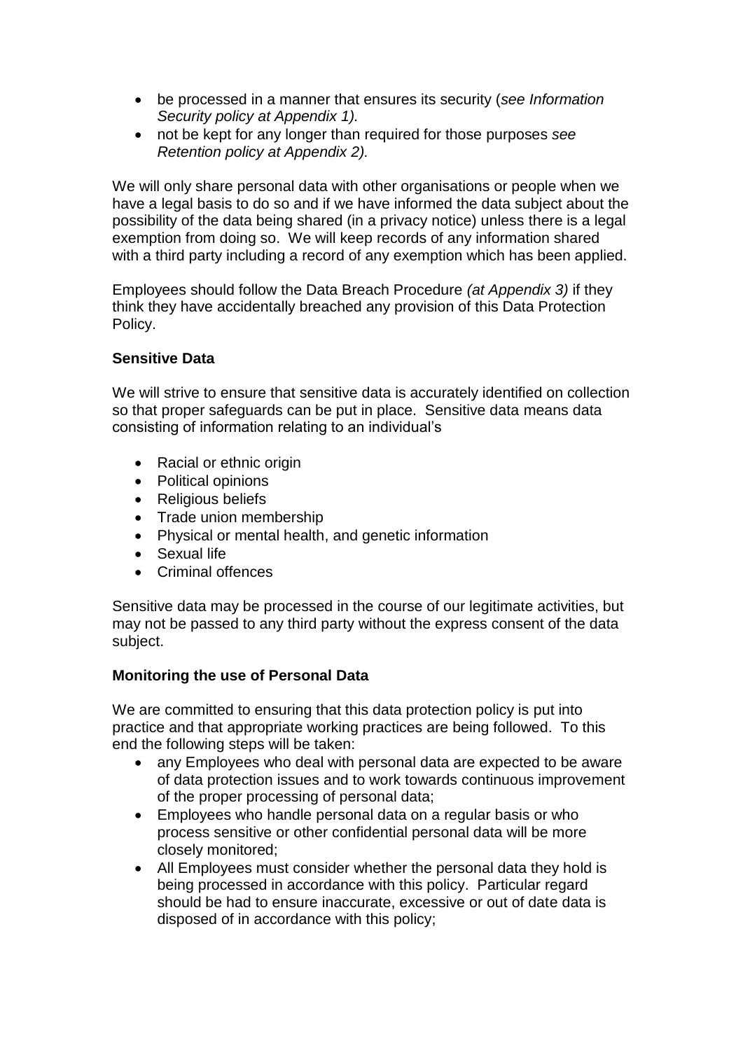- be processed in a manner that ensures its security (*see Information Security policy at Appendix 1).*
- not be kept for any longer than required for those purposes *see Retention policy at Appendix 2).*

We will only share personal data with other organisations or people when we have a legal basis to do so and if we have informed the data subject about the possibility of the data being shared (in a privacy notice) unless there is a legal exemption from doing so. We will keep records of any information shared with a third party including a record of any exemption which has been applied.

Employees should follow the Data Breach Procedure *(at Appendix 3)* if they think they have accidentally breached any provision of this Data Protection Policy.

**Sensitive Data**

We will strive to ensure that sensitive data is accurately identified on collection so that proper safeguards can be put in place. Sensitive data means data consisting of information relating to an individual's

- Racial or ethnic origin
- Political opinions
- Religious beliefs
- Trade union membership
- Physical or mental health, and genetic information
- Sexual life
- Criminal offences

Sensitive data may be processed in the course of our legitimate activities, but may not be passed to any third party without the express consent of the data subject.

**Monitoring the use of Personal Data**

We are committed to ensuring that this data protection policy is put into practice and that appropriate working practices are being followed. To this end the following steps will be taken:

- any Employees who deal with personal data are expected to be aware of data protection issues and to work towards continuous improvement of the proper processing of personal data;
- Employees who handle personal data on a regular basis or who process sensitive or other confidential personal data will be more closely monitored;
- All Employees must consider whether the personal data they hold is being processed in accordance with this policy. Particular regard should be had to ensure inaccurate, excessive or out of date data is disposed of in accordance with this policy;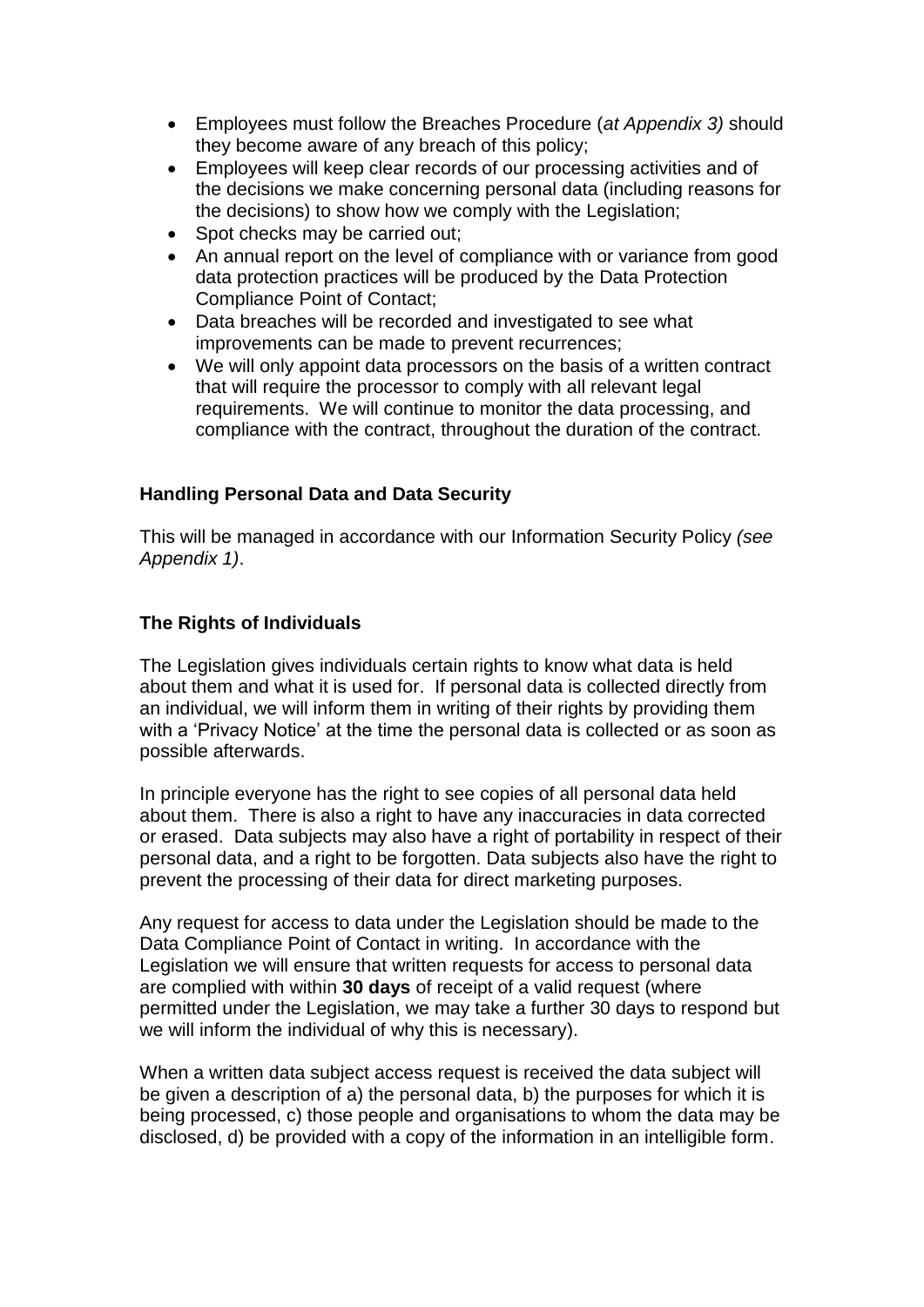- Employees must follow the Breaches Procedure (*at Appendix 3)* should they become aware of any breach of this policy;
- Employees will keep clear records of our processing activities and of the decisions we make concerning personal data (including reasons for the decisions) to show how we comply with the Legislation;
- Spot checks may be carried out;
- An annual report on the level of compliance with or variance from good data protection practices will be produced by the Data Protection Compliance Point of Contact;
- Data breaches will be recorded and investigated to see what improvements can be made to prevent recurrences;
- We will only appoint data processors on the basis of a written contract that will require the processor to comply with all relevant legal requirements. We will continue to monitor the data processing, and compliance with the contract, throughout the duration of the contract.

**Handling Personal Data and Data Security**

This will be managed in accordance with our Information Security Policy *(see Appendix 1)*.

**The Rights of Individuals**

The Legislation gives individuals certain rights to know what data is held about them and what it is used for. If personal data is collected directly from an individual, we will inform them in writing of their rights by providing them with a 'Privacy Notice' at the time the personal data is collected or as soon as possible afterwards.

In principle everyone has the right to see copies of all personal data held about them. There is also a right to have any inaccuracies in data corrected or erased. Data subjects may also have a right of portability in respect of their personal data, and a right to be forgotten. Data subjects also have the right to prevent the processing of their data for direct marketing purposes.

Any request for access to data under the Legislation should be made to the Data Compliance Point of Contact in writing. In accordance with the Legislation we will ensure that written requests for access to personal data are complied with within **30 days** of receipt of a valid request (where permitted under the Legislation, we may take a further 30 days to respond but we will inform the individual of why this is necessary).

When a written data subject access request is received the data subject will be given a description of a) the personal data, b) the purposes for which it is being processed, c) those people and organisations to whom the data may be disclosed, d) be provided with a copy of the information in an intelligible form.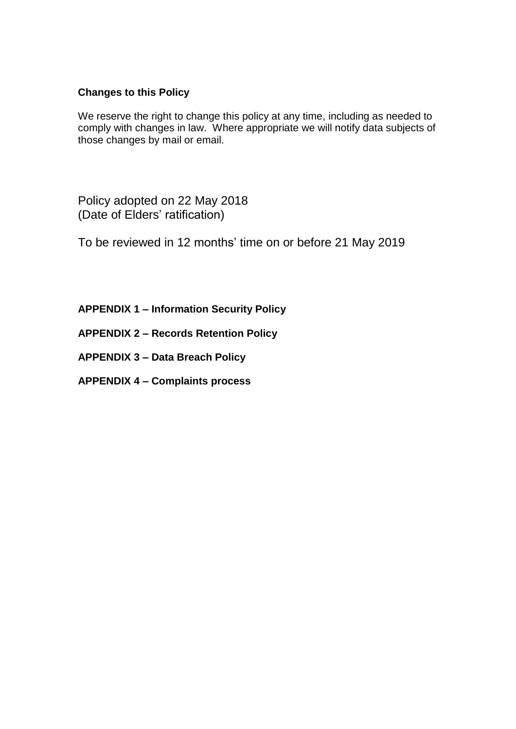**Changes to this Policy**

We reserve the right to change this policy at any time, including as needed to comply with changes in law. Where appropriate we will notify data subjects of those changes by mail or email.

Policy adopted on 22 May 2018
(Date of Elders' ratification)

To be reviewed in 12 months' time on or before 21 May 2019

**APPENDIX 1 – Information Security Policy**

**APPENDIX 2 – Records Retention Policy**

**APPENDIX 3 – Data Breach Policy**

**APPENDIX 4 – Complaints process**